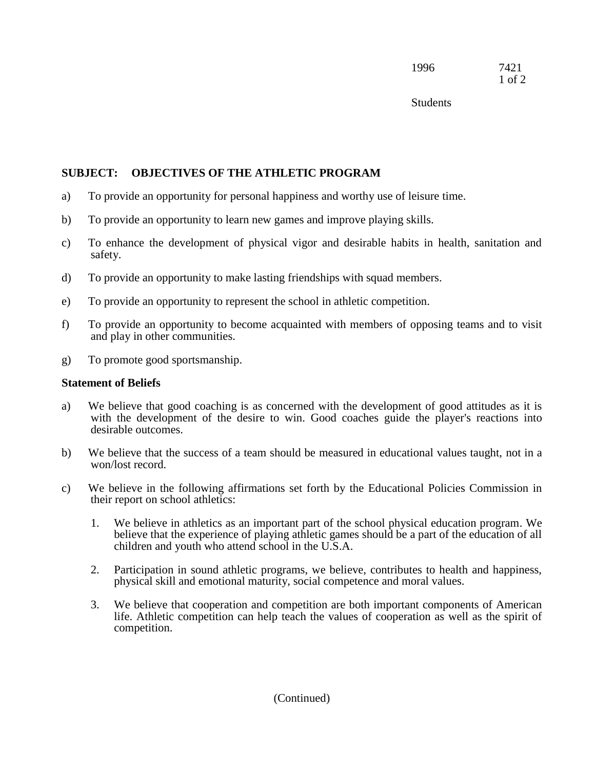## SUBJECT: OBJECTIVES OF THE ATHLETIC PROGRAM

a) To provide an opportunity for personal happiness and worthy use of leisure time.

b) To provide an opportunity to learn new games and improve playing skills.

c) To enhance the development of physical vigor and desirable habits in health, sanitation and safety.

d) To provide an opportunity to make lasting friendships with squad members.

e) To provide an opportunity to represent the school in athletic competition.

f) To provide an opportunity to become acquainted with members of opposing teams and to visit and play in other communities.

g) To promote good sportsmanship.

### Statement of Beliefs

a) We believe that good coaching is as concerned with the development of good attitudes as it is with the development of the desire to win. Good coaches guide the player's reactions into desirable outcomes.

b) We believe that the success of a team should be measured in educational values taught, not in a won/lost record.

c) We believe in the following affirmations set forth by the Educational Policies Commission in their report on school athletics:

   1. We believe in athletics as an important part of the school physical education program. We believe that the experience of playing athletic games should be a part of the education of all children and youth who attend school in the U.S.A.

   2. Participation in sound athletic programs, we believe, contributes to health and happiness, physical skill and emotional maturity, social competence and moral values.

   3. We believe that cooperation and competition are both important components of American life. Athletic competition can help teach the values of cooperation as well as the spirit of competition.

(Continued)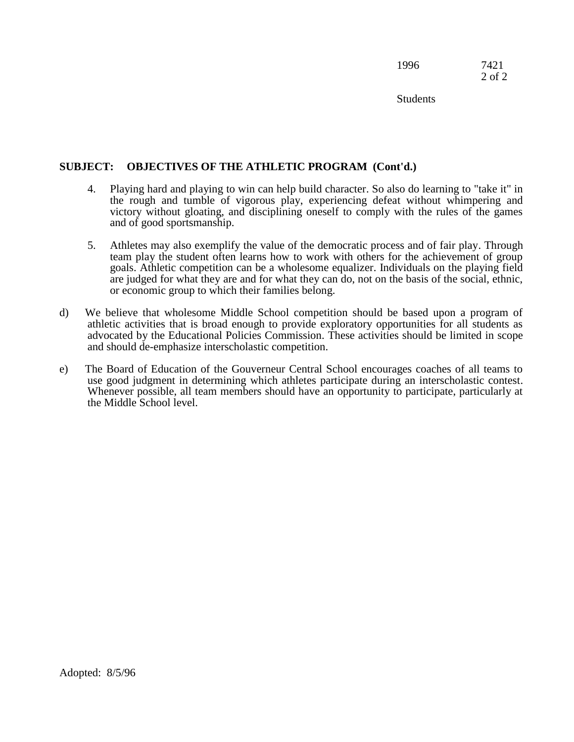**SUBJECT: OBJECTIVES OF THE ATHLETIC PROGRAM (Cont'd.)**

4. Playing hard and playing to win can help build character. So also do learning to "take it" in the rough and tumble of vigorous play, experiencing defeat without whimpering and victory without gloating, and disciplining oneself to comply with the rules of the games and of good sportsmanship.

5. Athletes may also exemplify the value of the democratic process and of fair play. Through team play the student often learns how to work with others for the achievement of group goals. Athletic competition can be a wholesome equalizer. Individuals on the playing field are judged for what they are and for what they can do, not on the basis of the social, ethnic, or economic group to which their families belong.

d) We believe that wholesome Middle School competition should be based upon a program of athletic activities that is broad enough to provide exploratory opportunities for all students as advocated by the Educational Policies Commission. These activities should be limited in scope and should de-emphasize interscholastic competition.

e) The Board of Education of the Gouverneur Central School encourages coaches of all teams to use good judgment in determining which athletes participate during an interscholastic contest. Whenever possible, all team members should have an opportunity to participate, particularly at the Middle School level.

Adopted: 8/5/96